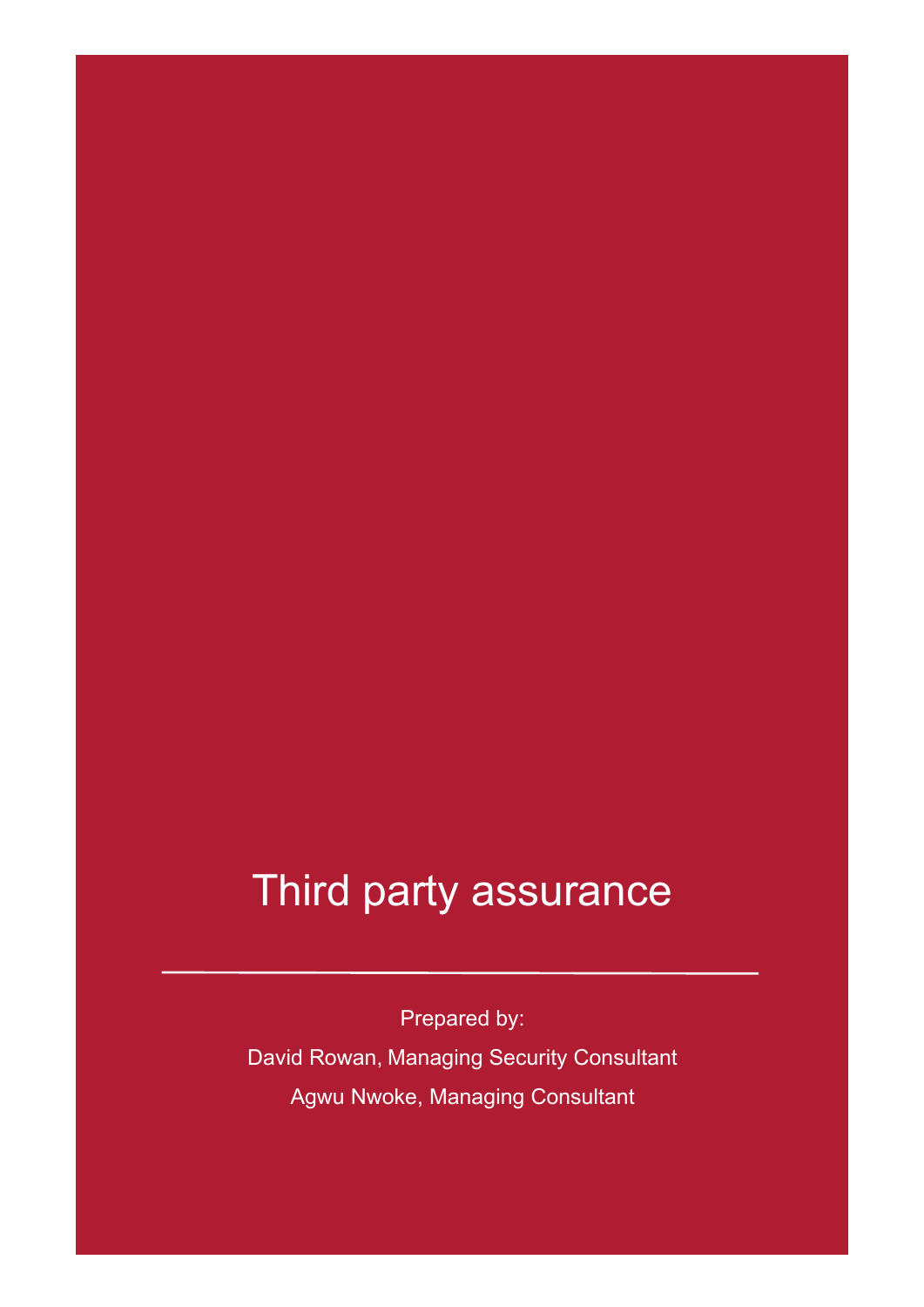# Third party assurance

---

Prepared by:

David Rowan, Managing Security Consultant

Agwu Nwoke, Managing Consultant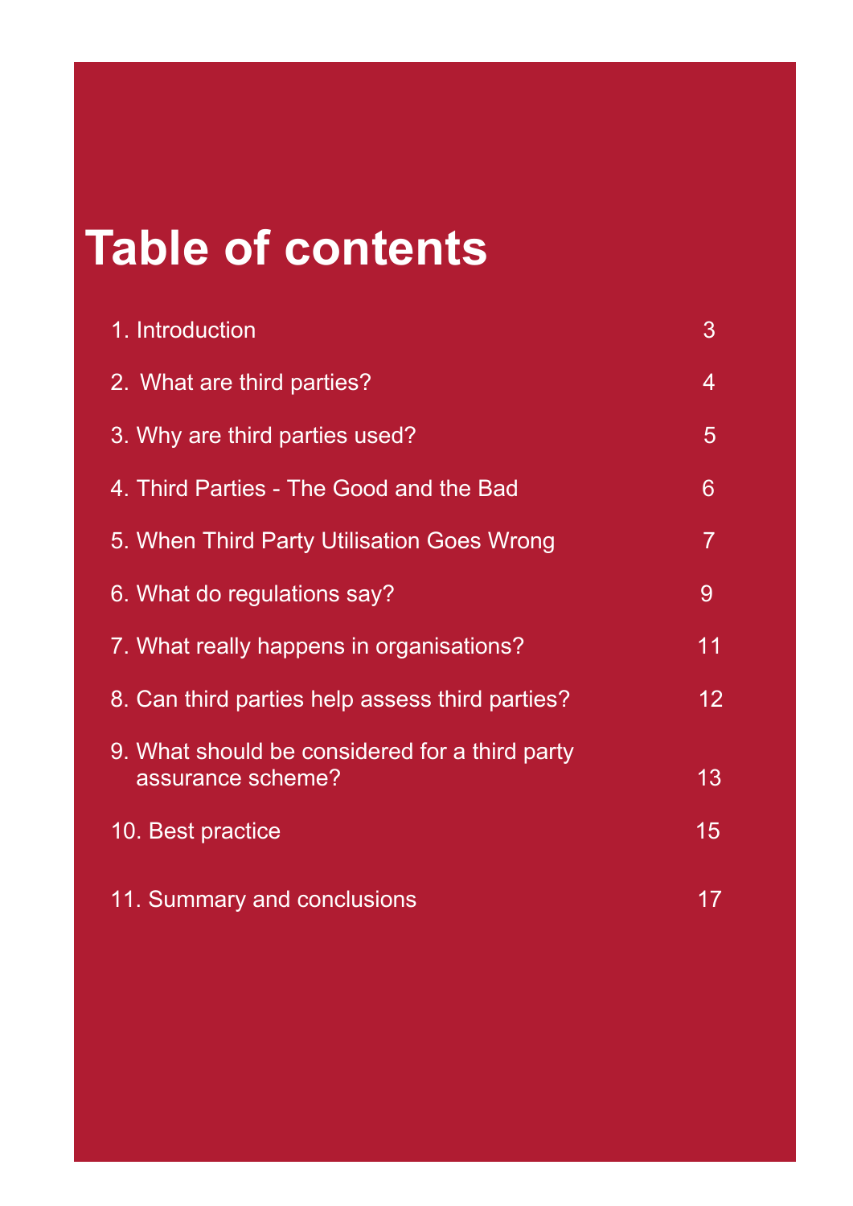# Table of contents

| | |
|---|---|
| 1. Introduction | 3 |
| 2. What are third parties? | 4 |
| 3. Why are third parties used? | 5 |
| 4. Third Parties - The Good and the Bad | 6 |
| 5. When Third Party Utilisation Goes Wrong | 7 |
| 6. What do regulations say? | 9 |
| 7. What really happens in organisations? | 11 |
| 8. Can third parties help assess third parties? | 12 |
| 9. What should be considered for a third party assurance scheme? | 13 |
| 10. Best practice | 15 |
| 11. Summary and conclusions | 17 |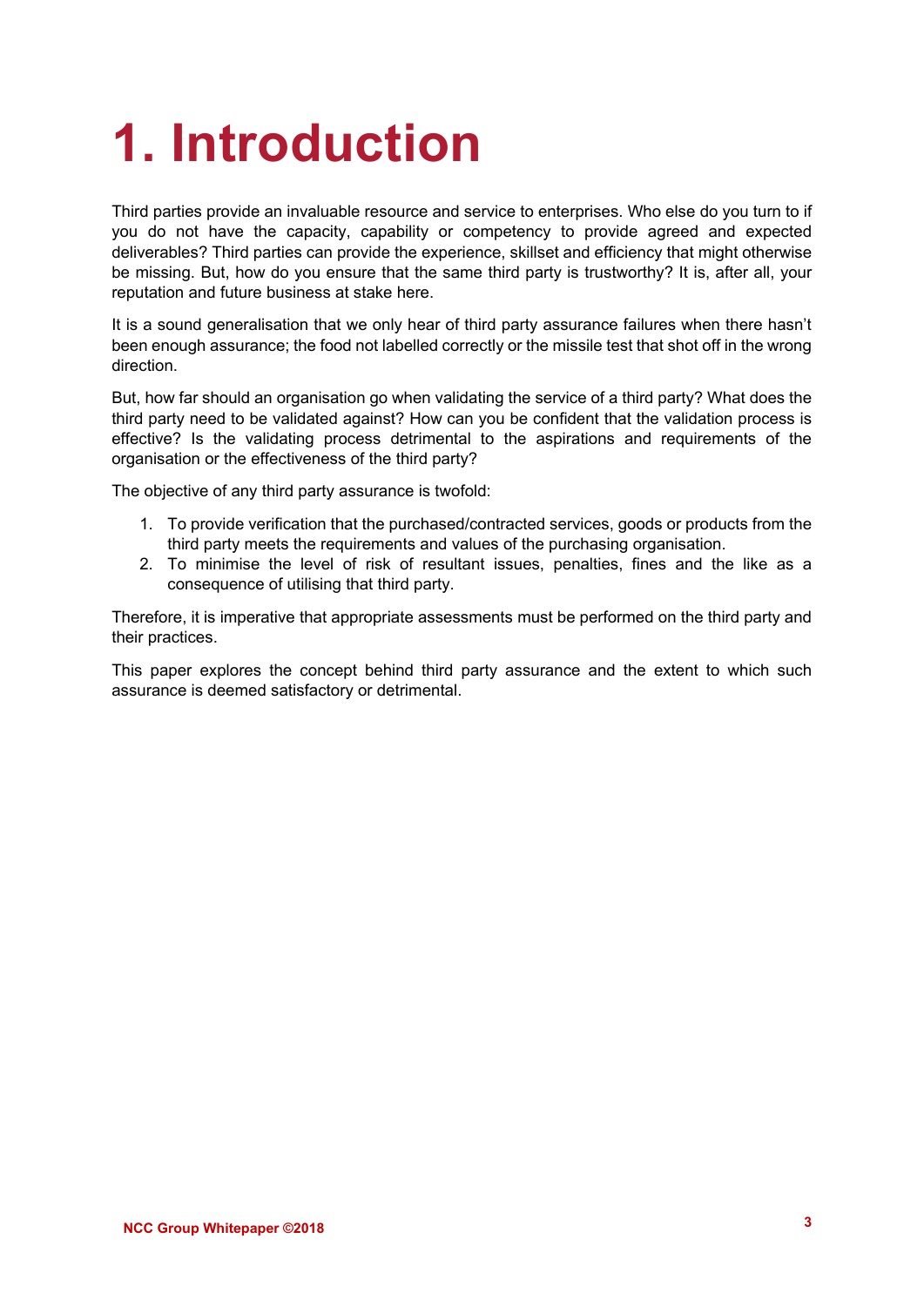# 1. Introduction

Third parties provide an invaluable resource and service to enterprises. Who else do you turn to if you do not have the capacity, capability or competency to provide agreed and expected deliverables? Third parties can provide the experience, skillset and efficiency that might otherwise be missing. But, how do you ensure that the same third party is trustworthy? It is, after all, your reputation and future business at stake here.

It is a sound generalisation that we only hear of third party assurance failures when there hasn't been enough assurance; the food not labelled correctly or the missile test that shot off in the wrong direction.

But, how far should an organisation go when validating the service of a third party? What does the third party need to be validated against? How can you be confident that the validation process is effective? Is the validating process detrimental to the aspirations and requirements of the organisation or the effectiveness of the third party?

The objective of any third party assurance is twofold:

1. To provide verification that the purchased/contracted services, goods or products from the third party meets the requirements and values of the purchasing organisation.
2. To minimise the level of risk of resultant issues, penalties, fines and the like as a consequence of utilising that third party.

Therefore, it is imperative that appropriate assessments must be performed on the third party and their practices.

This paper explores the concept behind third party assurance and the extent to which such assurance is deemed satisfactory or detrimental.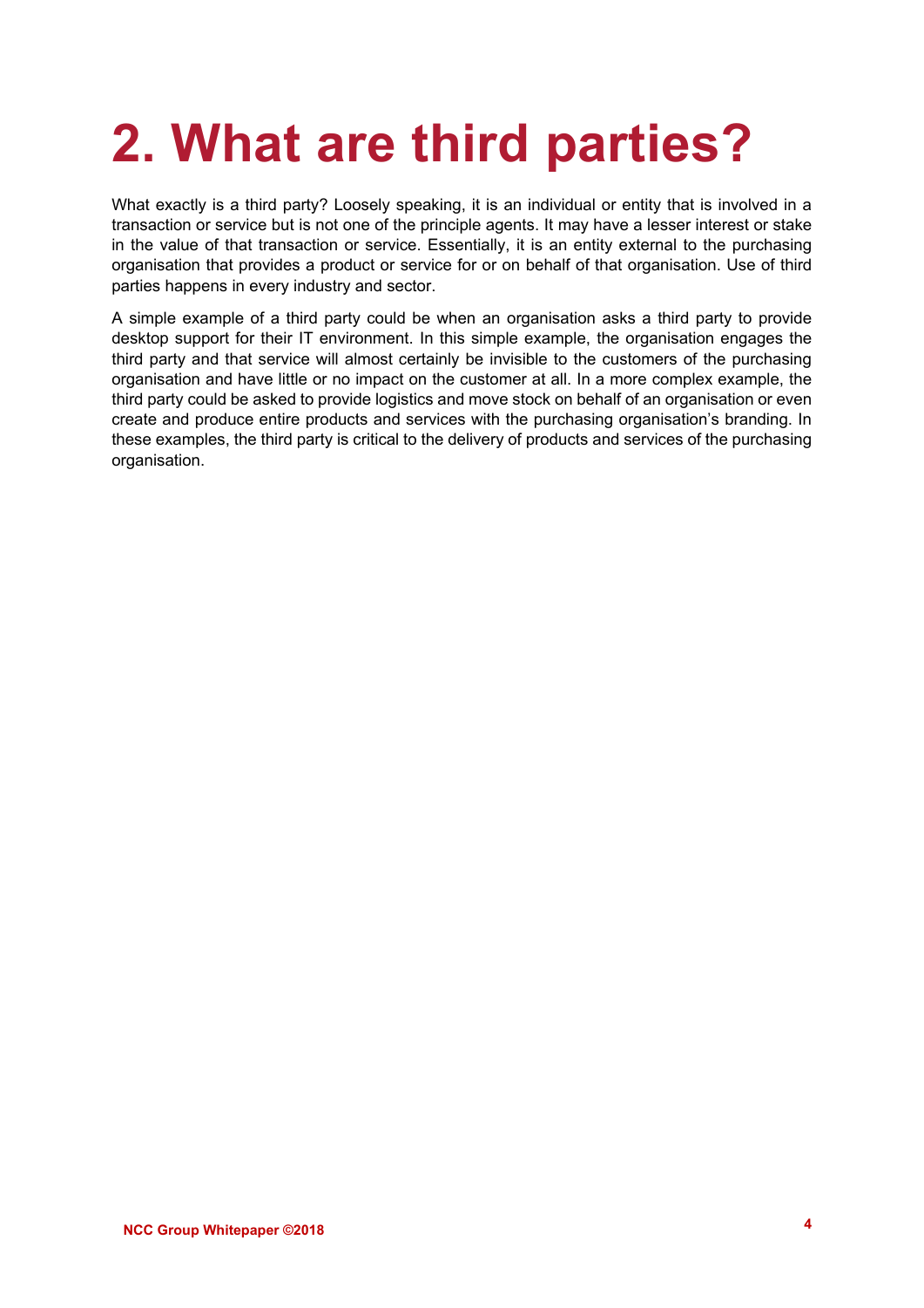# 2. What are third parties?

What exactly is a third party? Loosely speaking, it is an individual or entity that is involved in a transaction or service but is not one of the principle agents. It may have a lesser interest or stake in the value of that transaction or service. Essentially, it is an entity external to the purchasing organisation that provides a product or service for or on behalf of that organisation. Use of third parties happens in every industry and sector.

A simple example of a third party could be when an organisation asks a third party to provide desktop support for their IT environment. In this simple example, the organisation engages the third party and that service will almost certainly be invisible to the customers of the purchasing organisation and have little or no impact on the customer at all. In a more complex example, the third party could be asked to provide logistics and move stock on behalf of an organisation or even create and produce entire products and services with the purchasing organisation's branding. In these examples, the third party is critical to the delivery of products and services of the purchasing organisation.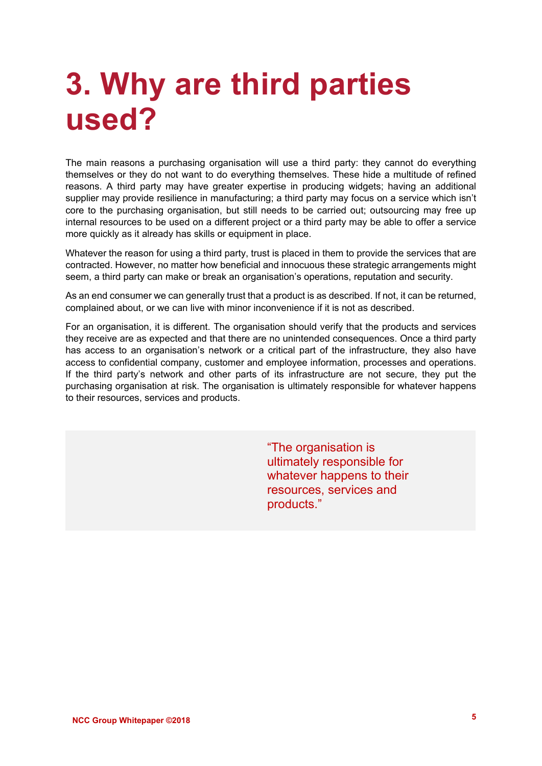# 3. Why are third parties used?

The main reasons a purchasing organisation will use a third party: they cannot do everything themselves or they do not want to do everything themselves. These hide a multitude of refined reasons. A third party may have greater expertise in producing widgets; having an additional supplier may provide resilience in manufacturing; a third party may focus on a service which isn't core to the purchasing organisation, but still needs to be carried out; outsourcing may free up internal resources to be used on a different project or a third party may be able to offer a service more quickly as it already has skills or equipment in place.

Whatever the reason for using a third party, trust is placed in them to provide the services that are contracted. However, no matter how beneficial and innocuous these strategic arrangements might seem, a third party can make or break an organisation's operations, reputation and security.

As an end consumer we can generally trust that a product is as described. If not, it can be returned, complained about, or we can live with minor inconvenience if it is not as described.

For an organisation, it is different. The organisation should verify that the products and services they receive are as expected and that there are no unintended consequences. Once a third party has access to an organisation's network or a critical part of the infrastructure, they also have access to confidential company, customer and employee information, processes and operations. If the third party's network and other parts of its infrastructure are not secure, they put the purchasing organisation at risk. The organisation is ultimately responsible for whatever happens to their resources, services and products.

> "The organisation is ultimately responsible for whatever happens to their resources, services and products."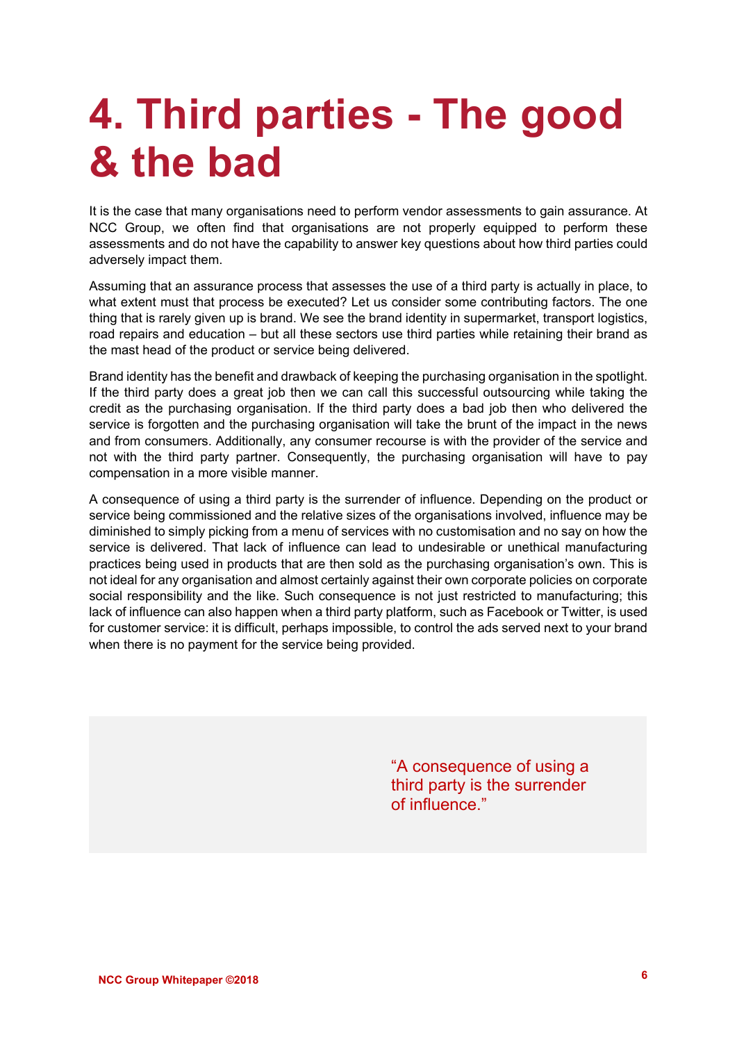# 4. Third parties - The good & the bad

It is the case that many organisations need to perform vendor assessments to gain assurance. At NCC Group, we often find that organisations are not properly equipped to perform these assessments and do not have the capability to answer key questions about how third parties could adversely impact them.

Assuming that an assurance process that assesses the use of a third party is actually in place, to what extent must that process be executed? Let us consider some contributing factors. The one thing that is rarely given up is brand. We see the brand identity in supermarket, transport logistics, road repairs and education – but all these sectors use third parties while retaining their brand as the mast head of the product or service being delivered.

Brand identity has the benefit and drawback of keeping the purchasing organisation in the spotlight. If the third party does a great job then we can call this successful outsourcing while taking the credit as the purchasing organisation. If the third party does a bad job then who delivered the service is forgotten and the purchasing organisation will take the brunt of the impact in the news and from consumers. Additionally, any consumer recourse is with the provider of the service and not with the third party partner. Consequently, the purchasing organisation will have to pay compensation in a more visible manner.

A consequence of using a third party is the surrender of influence. Depending on the product or service being commissioned and the relative sizes of the organisations involved, influence may be diminished to simply picking from a menu of services with no customisation and no say on how the service is delivered. That lack of influence can lead to undesirable or unethical manufacturing practices being used in products that are then sold as the purchasing organisation's own. This is not ideal for any organisation and almost certainly against their own corporate policies on corporate social responsibility and the like. Such consequence is not just restricted to manufacturing; this lack of influence can also happen when a third party platform, such as Facebook or Twitter, is used for customer service: it is difficult, perhaps impossible, to control the ads served next to your brand when there is no payment for the service being provided.

> "A consequence of using a third party is the surrender of influence."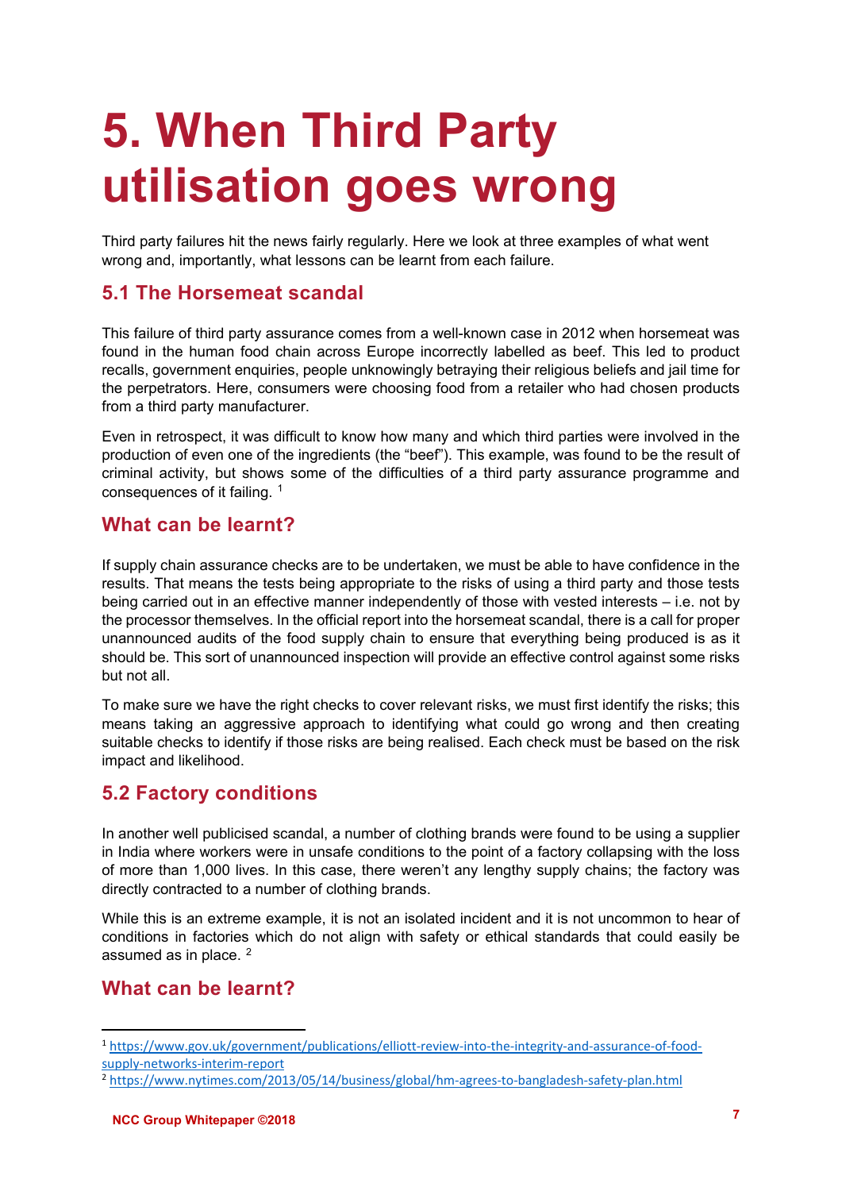# 5. When Third Party utilisation goes wrong

Third party failures hit the news fairly regularly. Here we look at three examples of what went wrong and, importantly, what lessons can be learnt from each failure.

## 5.1 The Horsemeat scandal

This failure of third party assurance comes from a well-known case in 2012 when horsemeat was found in the human food chain across Europe incorrectly labelled as beef. This led to product recalls, government enquiries, people unknowingly betraying their religious beliefs and jail time for the perpetrators. Here, consumers were choosing food from a retailer who had chosen products from a third party manufacturer.

Even in retrospect, it was difficult to know how many and which third parties were involved in the production of even one of the ingredients (the "beef"). This example, was found to be the result of criminal activity, but shows some of the difficulties of a third party assurance programme and consequences of it failing. [1]

## What can be learnt?

If supply chain assurance checks are to be undertaken, we must be able to have confidence in the results. That means the tests being appropriate to the risks of using a third party and those tests being carried out in an effective manner independently of those with vested interests – i.e. not by the processor themselves. In the official report into the horsemeat scandal, there is a call for proper unannounced audits of the food supply chain to ensure that everything being produced is as it should be. This sort of unannounced inspection will provide an effective control against some risks but not all.

To make sure we have the right checks to cover relevant risks, we must first identify the risks; this means taking an aggressive approach to identifying what could go wrong and then creating suitable checks to identify if those risks are being realised. Each check must be based on the risk impact and likelihood.

## 5.2 Factory conditions

In another well publicised scandal, a number of clothing brands were found to be using a supplier in India where workers were in unsafe conditions to the point of a factory collapsing with the loss of more than 1,000 lives. In this case, there weren't any lengthy supply chains; the factory was directly contracted to a number of clothing brands.

While this is an extreme example, it is not an isolated incident and it is not uncommon to hear of conditions in factories which do not align with safety or ethical standards that could easily be assumed as in place. [2]

## What can be learnt?

---

[1] https://www.gov.uk/government/publications/elliott-review-into-the-integrity-and-assurance-of-food-supply-networks-interim-report

[2] https://www.nytimes.com/2013/05/14/business/global/hm-agrees-to-bangladesh-safety-plan.html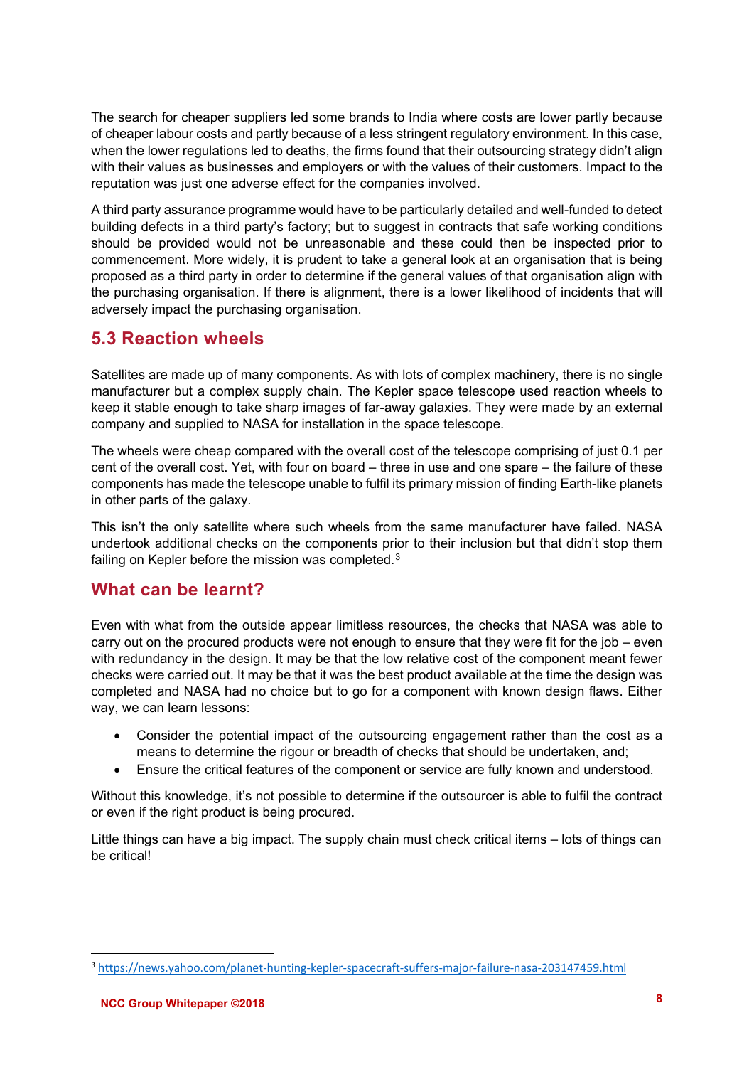The search for cheaper suppliers led some brands to India where costs are lower partly because of cheaper labour costs and partly because of a less stringent regulatory environment. In this case, when the lower regulations led to deaths, the firms found that their outsourcing strategy didn't align with their values as businesses and employers or with the values of their customers. Impact to the reputation was just one adverse effect for the companies involved.

A third party assurance programme would have to be particularly detailed and well-funded to detect building defects in a third party's factory; but to suggest in contracts that safe working conditions should be provided would not be unreasonable and these could then be inspected prior to commencement. More widely, it is prudent to take a general look at an organisation that is being proposed as a third party in order to determine if the general values of that organisation align with the purchasing organisation. If there is alignment, there is a lower likelihood of incidents that will adversely impact the purchasing organisation.

## 5.3 Reaction wheels

Satellites are made up of many components. As with lots of complex machinery, there is no single manufacturer but a complex supply chain. The Kepler space telescope used reaction wheels to keep it stable enough to take sharp images of far-away galaxies. They were made by an external company and supplied to NASA for installation in the space telescope.

The wheels were cheap compared with the overall cost of the telescope comprising of just 0.1 per cent of the overall cost. Yet, with four on board – three in use and one spare – the failure of these components has made the telescope unable to fulfil its primary mission of finding Earth-like planets in other parts of the galaxy.

This isn't the only satellite where such wheels from the same manufacturer have failed. NASA undertook additional checks on the components prior to their inclusion but that didn't stop them failing on Kepler before the mission was completed.[3]

## What can be learnt?

Even with what from the outside appear limitless resources, the checks that NASA was able to carry out on the procured products were not enough to ensure that they were fit for the job – even with redundancy in the design. It may be that the low relative cost of the component meant fewer checks were carried out. It may be that it was the best product available at the time the design was completed and NASA had no choice but to go for a component with known design flaws. Either way, we can learn lessons:

- Consider the potential impact of the outsourcing engagement rather than the cost as a means to determine the rigour or breadth of checks that should be undertaken, and;
- Ensure the critical features of the component or service are fully known and understood.

Without this knowledge, it's not possible to determine if the outsourcer is able to fulfil the contract or even if the right product is being procured.

Little things can have a big impact. The supply chain must check critical items – lots of things can be critical!

---

[3] https://news.yahoo.com/planet-hunting-kepler-spacecraft-suffers-major-failure-nasa-203147459.html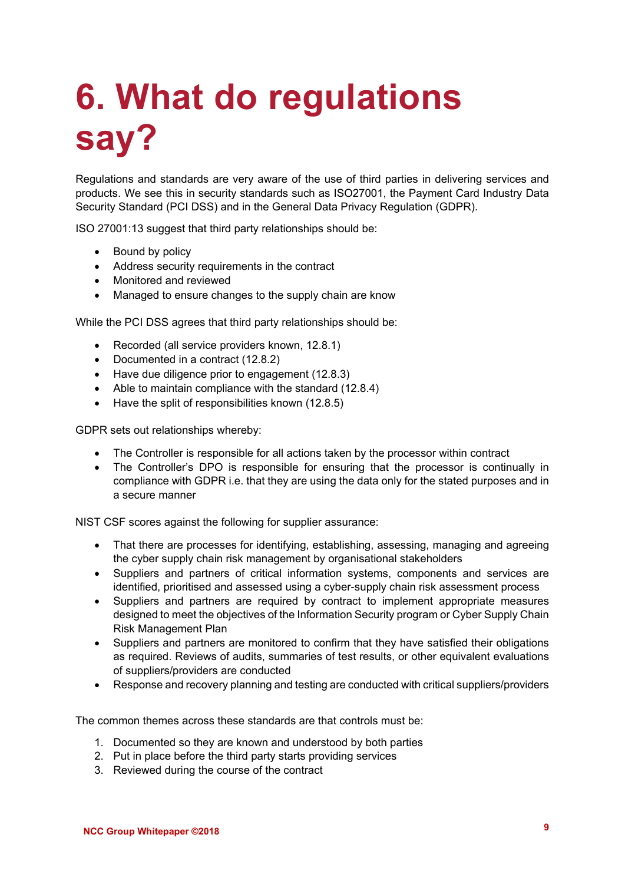# 6. What do regulations say?

Regulations and standards are very aware of the use of third parties in delivering services and products. We see this in security standards such as ISO27001, the Payment Card Industry Data Security Standard (PCI DSS) and in the General Data Privacy Regulation (GDPR).

ISO 27001:13 suggest that third party relationships should be:

- Bound by policy
- Address security requirements in the contract
- Monitored and reviewed
- Managed to ensure changes to the supply chain are know

While the PCI DSS agrees that third party relationships should be:

- Recorded (all service providers known, 12.8.1)
- Documented in a contract (12.8.2)
- Have due diligence prior to engagement (12.8.3)
- Able to maintain compliance with the standard (12.8.4)
- Have the split of responsibilities known (12.8.5)

GDPR sets out relationships whereby:

- The Controller is responsible for all actions taken by the processor within contract
- The Controller's DPO is responsible for ensuring that the processor is continually in compliance with GDPR i.e. that they are using the data only for the stated purposes and in a secure manner

NIST CSF scores against the following for supplier assurance:

- That there are processes for identifying, establishing, assessing, managing and agreeing the cyber supply chain risk management by organisational stakeholders
- Suppliers and partners of critical information systems, components and services are identified, prioritised and assessed using a cyber-supply chain risk assessment process
- Suppliers and partners are required by contract to implement appropriate measures designed to meet the objectives of the Information Security program or Cyber Supply Chain Risk Management Plan
- Suppliers and partners are monitored to confirm that they have satisfied their obligations as required. Reviews of audits, summaries of test results, or other equivalent evaluations of suppliers/providers are conducted
- Response and recovery planning and testing are conducted with critical suppliers/providers

The common themes across these standards are that controls must be:

1. Documented so they are known and understood by both parties
2. Put in place before the third party starts providing services
3. Reviewed during the course of the contract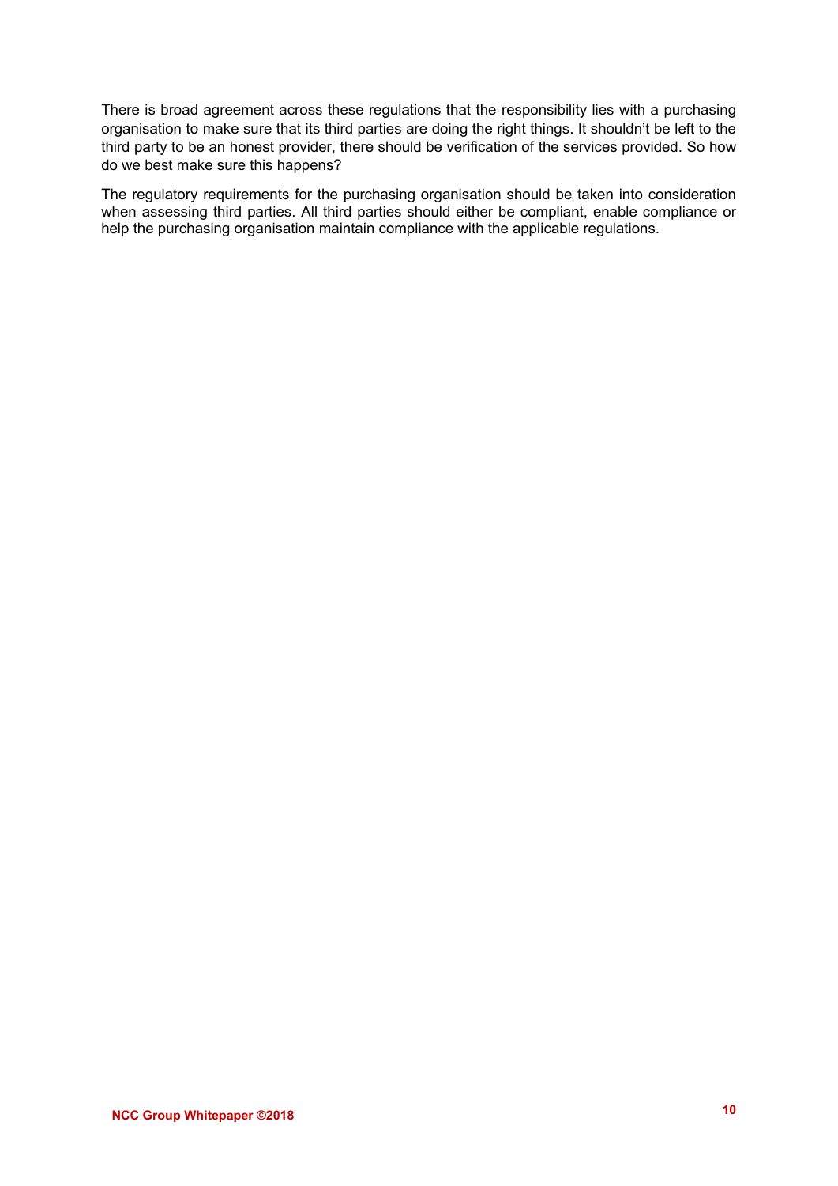There is broad agreement across these regulations that the responsibility lies with a purchasing organisation to make sure that its third parties are doing the right things. It shouldn't be left to the third party to be an honest provider, there should be verification of the services provided. So how do we best make sure this happens?

The regulatory requirements for the purchasing organisation should be taken into consideration when assessing third parties. All third parties should either be compliant, enable compliance or help the purchasing organisation maintain compliance with the applicable regulations.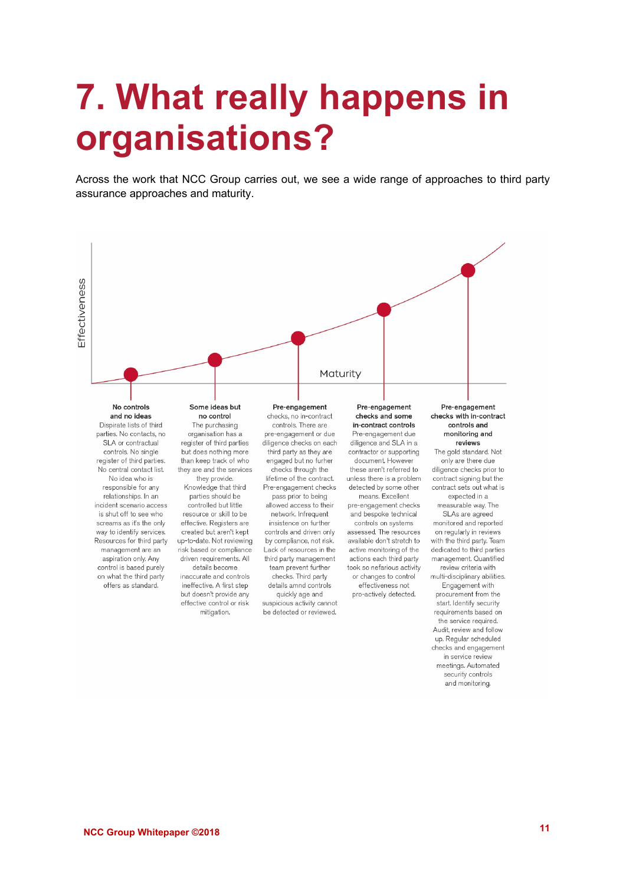# 7. What really happens in organisations?

Across the work that NCC Group carries out, we see a wide range of approaches to third party assurance approaches and maturity.

Effectiveness

Maturity

**No controls and no ideas**
Dispirate lists of third parties. No contacts, no SLA or contractual controls. No single register of third parties. No central contact list. No idea who is responsible for any relationships. In an incident scenario access is shut off to see who screams as it's the only way to identify services. Resources for third party management are an aspiration only. Any control is based purely on what the third party offers as standard.

**Some ideas but no control**
The purchasing organisation has a register of third parties but does nothing more than keep track of who they are and the services they provide. Knowledge that third parties should be controlled but little resource or skill to be effective. Registers are created but aren't kept up-to-date. Not reviewing risk based or compliance driven requirements. All details become inaccurate and controls ineffective. A first step but doesn't provide any effective control or risk mitigation.

**Pre-engagement** checks, no in-contract controls. There are pre-engagement or due diligence checks on each third party as they are engaged but no furher checks through the lifetime of the contract. Pre-engagement checks pass prior to being allowed access to their network. Infrequent insistence on further controls and driven only by compliance, not risk. Lack of resources in the third party management team prevent further checks. Third party details amnd controls quickly age and suspicious activity cannot be detected or reviewed.

**Pre-engagement checks and some in-contract controls**
Pre-engagement due diligence and SLA in a contractor or supporting document. However these aren't referred to unless there is a problem detected by some other means. Excellent pre-engagement checks and bespoke technical controls on systems assessed. The resources available don't stretch to active monitoring of the actions each third party took so nefarious activity or changes to control effectiveness not pro-actively detected.

**Pre-engagement checks with in-contract controls and monitoring and reviews**
The gold standard. Not only are there due diligence checks prior to contract signing but the contract sets out what is expected in a measurable way. The SLAs are agreed monitored and reported on regularly in reviews with the third party. Team dedicated to third parties management. Quantified review criteria with multi-disciplinary abilities. Engagement with procurement from the start. Identify security requirements based on the service required. Audit, review and follow up. Regular scheduled checks and engagement in service review meetings. Automated security controls and monitoring.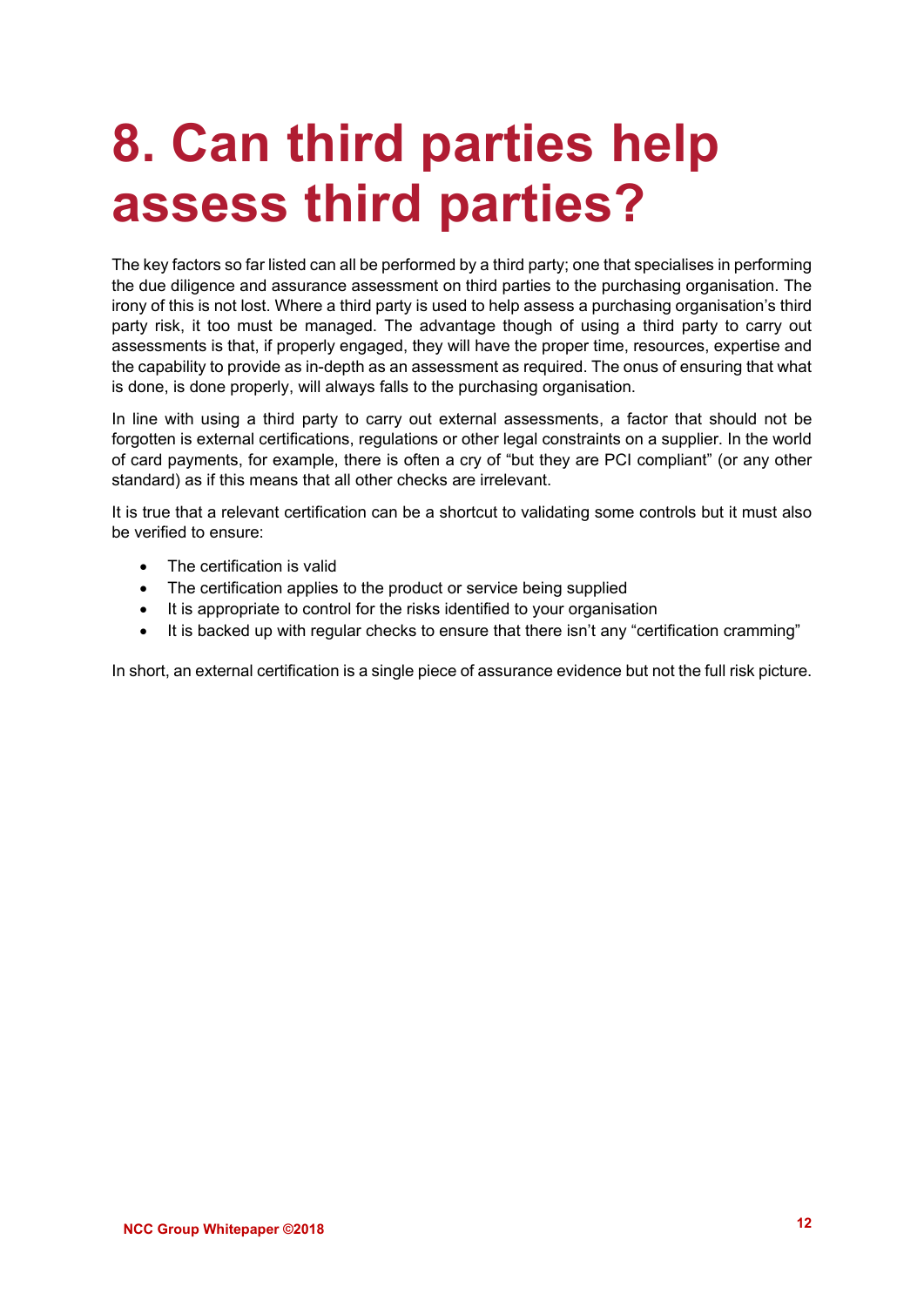# 8. Can third parties help assess third parties?

The key factors so far listed can all be performed by a third party; one that specialises in performing the due diligence and assurance assessment on third parties to the purchasing organisation. The irony of this is not lost. Where a third party is used to help assess a purchasing organisation's third party risk, it too must be managed. The advantage though of using a third party to carry out assessments is that, if properly engaged, they will have the proper time, resources, expertise and the capability to provide as in-depth as an assessment as required. The onus of ensuring that what is done, is done properly, will always falls to the purchasing organisation.

In line with using a third party to carry out external assessments, a factor that should not be forgotten is external certifications, regulations or other legal constraints on a supplier. In the world of card payments, for example, there is often a cry of "but they are PCI compliant" (or any other standard) as if this means that all other checks are irrelevant.

It is true that a relevant certification can be a shortcut to validating some controls but it must also be verified to ensure:

- The certification is valid
- The certification applies to the product or service being supplied
- It is appropriate to control for the risks identified to your organisation
- It is backed up with regular checks to ensure that there isn't any "certification cramming"

In short, an external certification is a single piece of assurance evidence but not the full risk picture.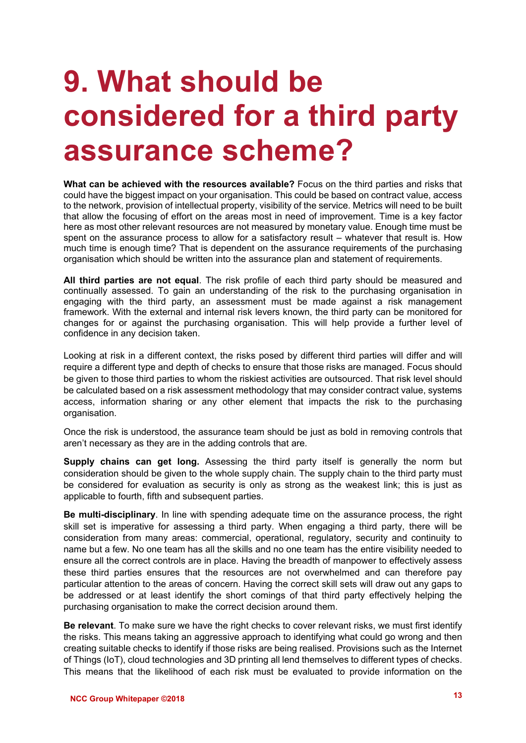# 9. What should be considered for a third party assurance scheme?

**What can be achieved with the resources available?** Focus on the third parties and risks that could have the biggest impact on your organisation. This could be based on contract value, access to the network, provision of intellectual property, visibility of the service. Metrics will need to be built that allow the focusing of effort on the areas most in need of improvement. Time is a key factor here as most other relevant resources are not measured by monetary value. Enough time must be spent on the assurance process to allow for a satisfactory result – whatever that result is. How much time is enough time? That is dependent on the assurance requirements of the purchasing organisation which should be written into the assurance plan and statement of requirements.

**All third parties are not equal**. The risk profile of each third party should be measured and continually assessed. To gain an understanding of the risk to the purchasing organisation in engaging with the third party, an assessment must be made against a risk management framework. With the external and internal risk levers known, the third party can be monitored for changes for or against the purchasing organisation. This will help provide a further level of confidence in any decision taken.

Looking at risk in a different context, the risks posed by different third parties will differ and will require a different type and depth of checks to ensure that those risks are managed. Focus should be given to those third parties to whom the riskiest activities are outsourced. That risk level should be calculated based on a risk assessment methodology that may consider contract value, systems access, information sharing or any other element that impacts the risk to the purchasing organisation.

Once the risk is understood, the assurance team should be just as bold in removing controls that aren't necessary as they are in the adding controls that are.

**Supply chains can get long.** Assessing the third party itself is generally the norm but consideration should be given to the whole supply chain. The supply chain to the third party must be considered for evaluation as security is only as strong as the weakest link; this is just as applicable to fourth, fifth and subsequent parties.

**Be multi-disciplinary**. In line with spending adequate time on the assurance process, the right skill set is imperative for assessing a third party. When engaging a third party, there will be consideration from many areas: commercial, operational, regulatory, security and continuity to name but a few. No one team has all the skills and no one team has the entire visibility needed to ensure all the correct controls are in place. Having the breadth of manpower to effectively assess these third parties ensures that the resources are not overwhelmed and can therefore pay particular attention to the areas of concern. Having the correct skill sets will draw out any gaps to be addressed or at least identify the short comings of that third party effectively helping the purchasing organisation to make the correct decision around them.

**Be relevant**. To make sure we have the right checks to cover relevant risks, we must first identify the risks. This means taking an aggressive approach to identifying what could go wrong and then creating suitable checks to identify if those risks are being realised. Provisions such as the Internet of Things (IoT), cloud technologies and 3D printing all lend themselves to different types of checks. This means that the likelihood of each risk must be evaluated to provide information on the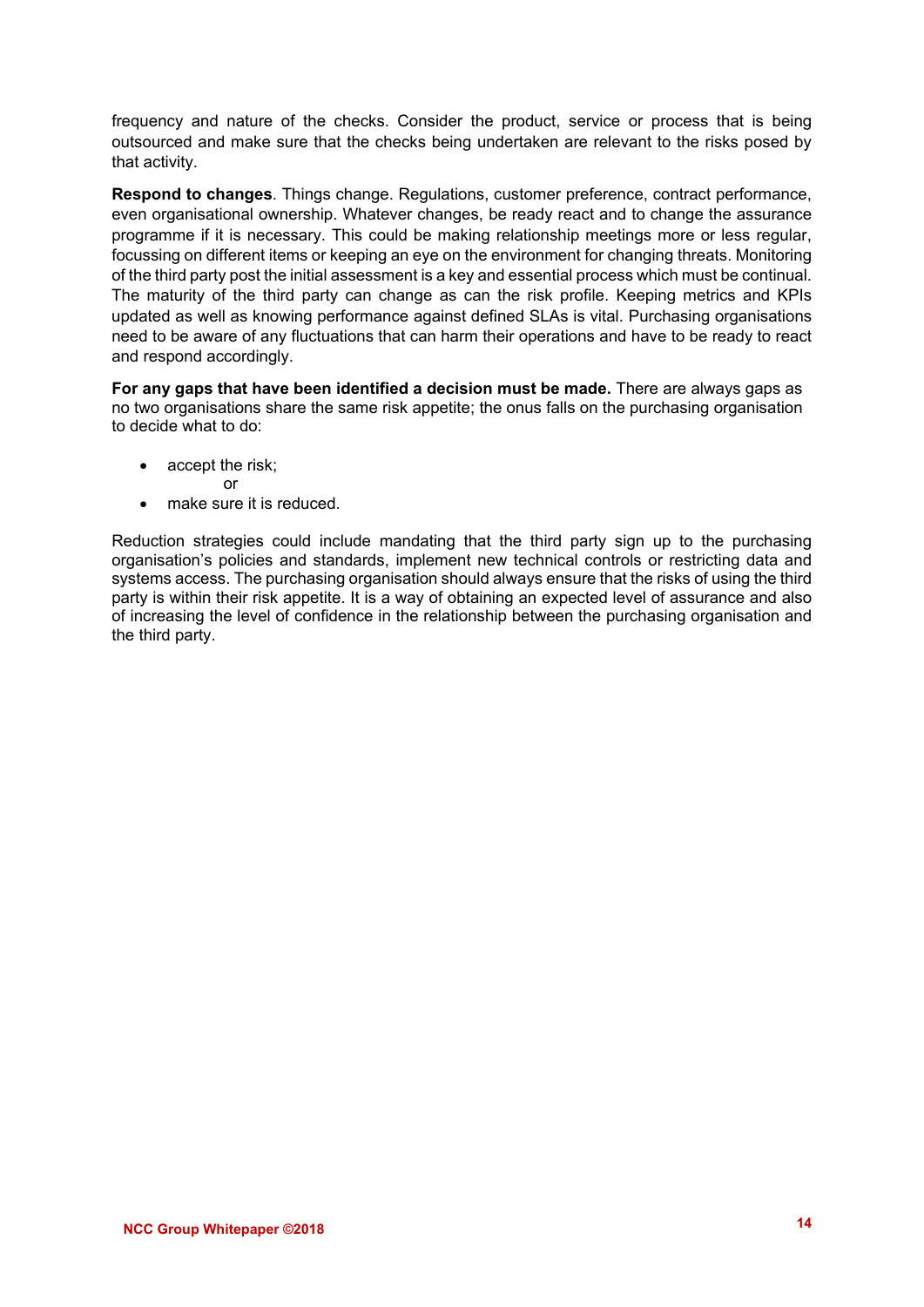frequency and nature of the checks. Consider the product, service or process that is being outsourced and make sure that the checks being undertaken are relevant to the risks posed by that activity.

**Respond to changes**. Things change. Regulations, customer preference, contract performance, even organisational ownership. Whatever changes, be ready react and to change the assurance programme if it is necessary. This could be making relationship meetings more or less regular, focussing on different items or keeping an eye on the environment for changing threats. Monitoring of the third party post the initial assessment is a key and essential process which must be continual. The maturity of the third party can change as can the risk profile. Keeping metrics and KPIs updated as well as knowing performance against defined SLAs is vital. Purchasing organisations need to be aware of any fluctuations that can harm their operations and have to be ready to react and respond accordingly.

**For any gaps that have been identified a decision must be made.** There are always gaps as no two organisations share the same risk appetite; the onus falls on the purchasing organisation to decide what to do:

- accept the risk;
  
  or
- make sure it is reduced.

Reduction strategies could include mandating that the third party sign up to the purchasing organisation's policies and standards, implement new technical controls or restricting data and systems access. The purchasing organisation should always ensure that the risks of using the third party is within their risk appetite. It is a way of obtaining an expected level of assurance and also of increasing the level of confidence in the relationship between the purchasing organisation and the third party.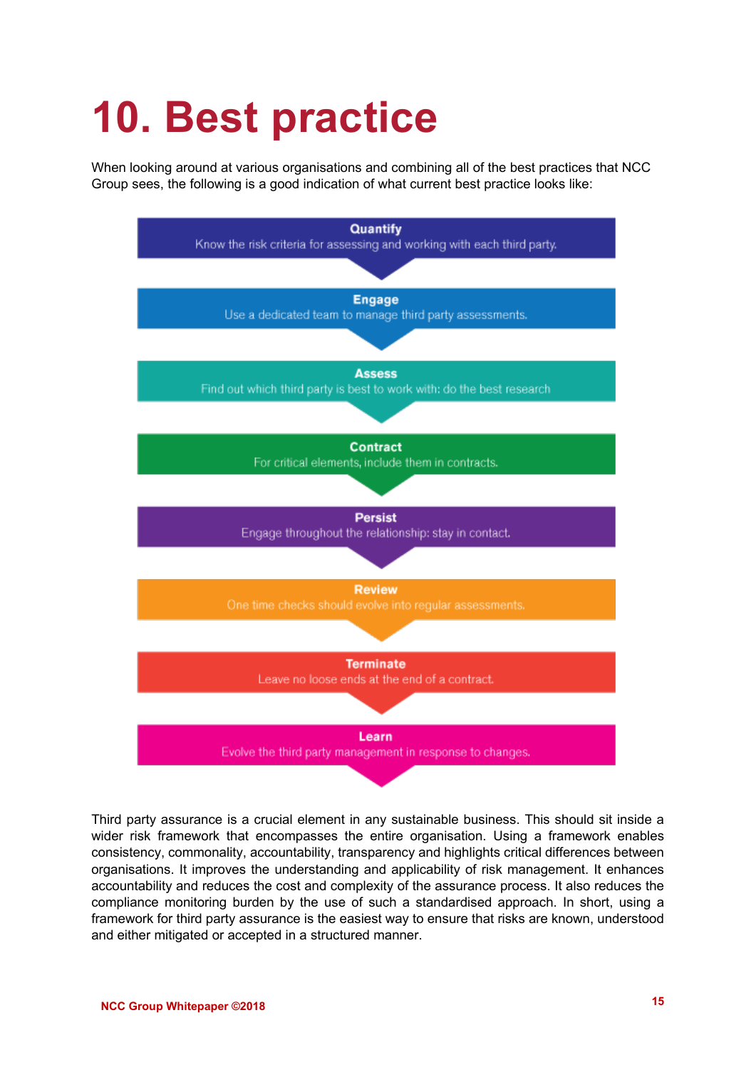# 10. Best practice

When looking around at various organisations and combining all of the best practices that NCC Group sees, the following is a good indication of what current best practice looks like:

**Quantify**
Know the risk criteria for assessing and working with each third party.

**Engage**
Use a dedicated team to manage third party assessments.

**Assess**
Find out which third party is best to work with: do the best research

**Contract**
For critical elements, include them in contracts.

**Persist**
Engage throughout the relationship: stay in contact.

**Review**
One time checks should evolve into regular assessments.

**Terminate**
Leave no loose ends at the end of a contract.

**Learn**
Evolve the third party management in response to changes.

Third party assurance is a crucial element in any sustainable business. This should sit inside a wider risk framework that encompasses the entire organisation. Using a framework enables consistency, commonality, accountability, transparency and highlights critical differences between organisations. It improves the understanding and applicability of risk management. It enhances accountability and reduces the cost and complexity of the assurance process. It also reduces the compliance monitoring burden by the use of such a standardised approach. In short, using a framework for third party assurance is the easiest way to ensure that risks are known, understood and either mitigated or accepted in a structured manner.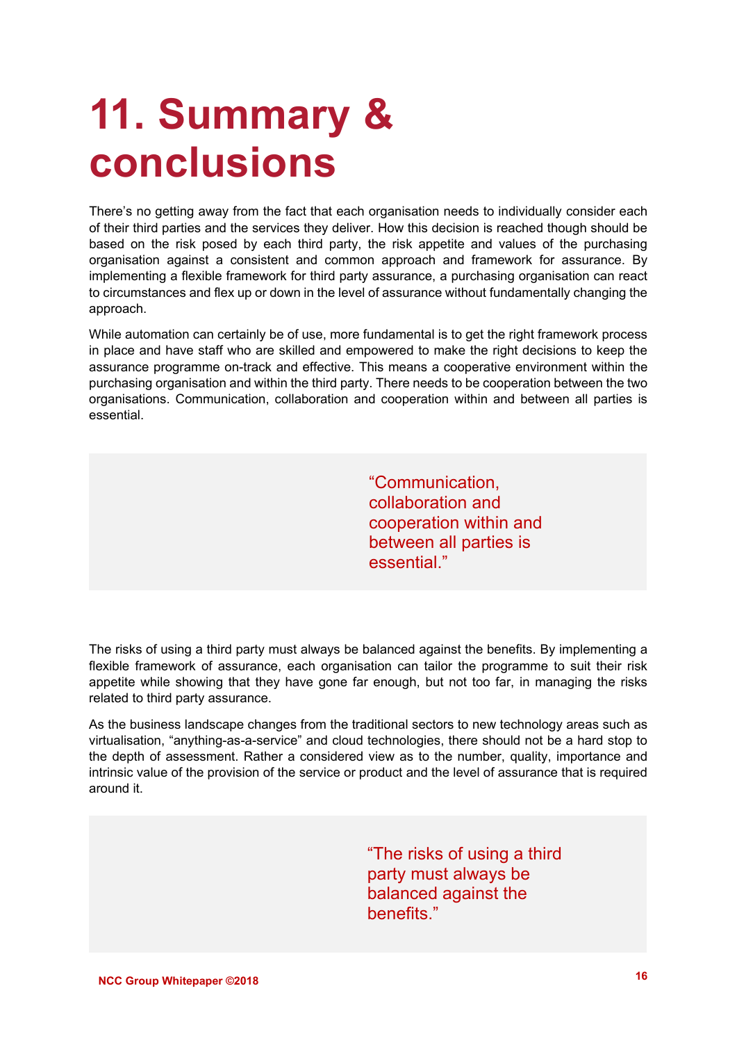# 11. Summary & conclusions

There's no getting away from the fact that each organisation needs to individually consider each of their third parties and the services they deliver. How this decision is reached though should be based on the risk posed by each third party, the risk appetite and values of the purchasing organisation against a consistent and common approach and framework for assurance. By implementing a flexible framework for third party assurance, a purchasing organisation can react to circumstances and flex up or down in the level of assurance without fundamentally changing the approach.

While automation can certainly be of use, more fundamental is to get the right framework process in place and have staff who are skilled and empowered to make the right decisions to keep the assurance programme on-track and effective. This means a cooperative environment within the purchasing organisation and within the third party. There needs to be cooperation between the two organisations. Communication, collaboration and cooperation within and between all parties is essential.

> "Communication, collaboration and cooperation within and between all parties is essential."

The risks of using a third party must always be balanced against the benefits. By implementing a flexible framework of assurance, each organisation can tailor the programme to suit their risk appetite while showing that they have gone far enough, but not too far, in managing the risks related to third party assurance.

As the business landscape changes from the traditional sectors to new technology areas such as virtualisation, "anything-as-a-service" and cloud technologies, there should not be a hard stop to the depth of assessment. Rather a considered view as to the number, quality, importance and intrinsic value of the provision of the service or product and the level of assurance that is required around it.

> "The risks of using a third party must always be balanced against the benefits."